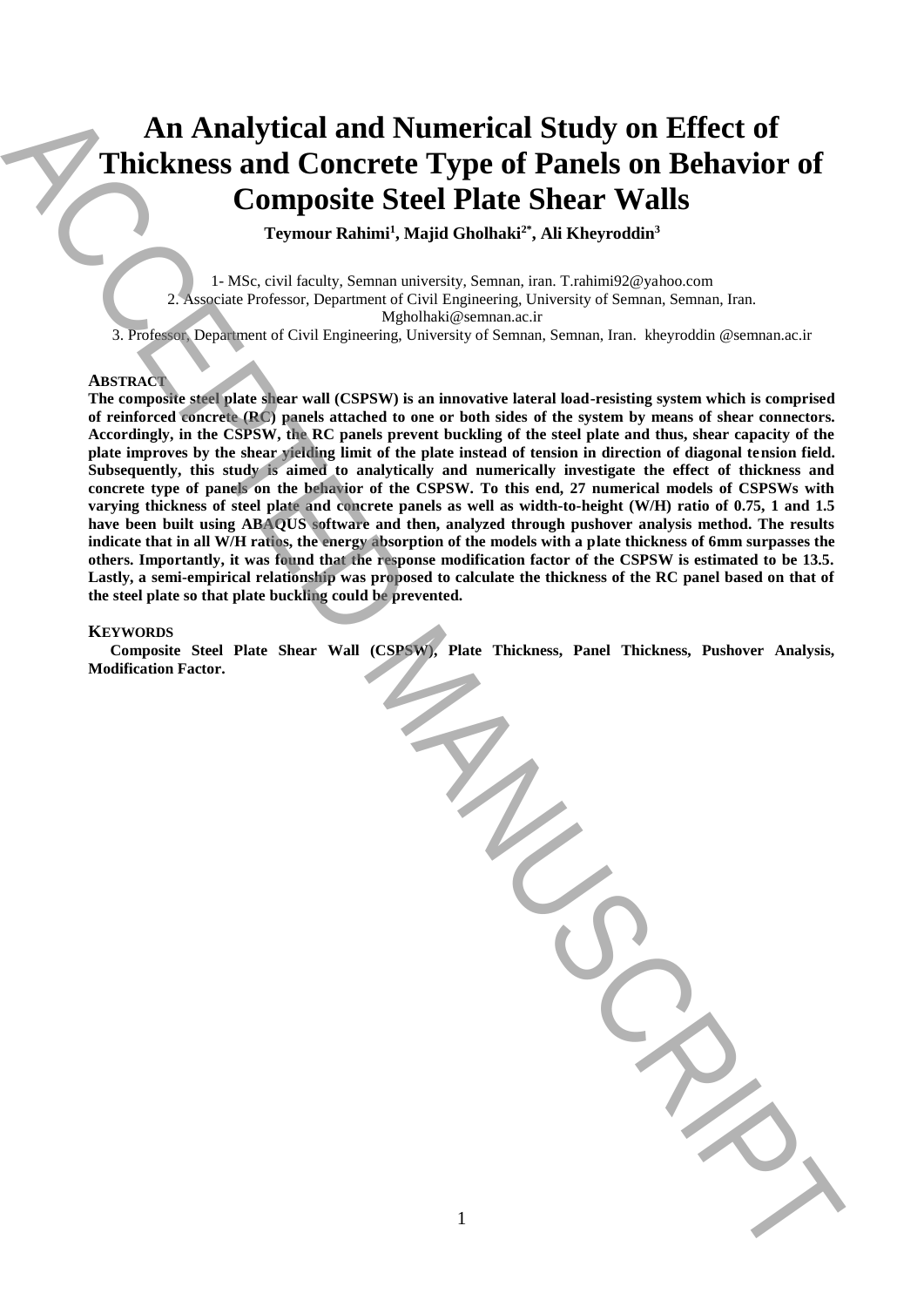# An Analytical and Numerical Study on Effect of Thickness and Concrete Type of Panels on Behavior of Composite Steel Plate Shear Walls

**Teymour Rahimi[1], Majid Gholhaki[2*], Ali Kheyroddin[3]**

1- MSc, civil faculty, Semnan university, Semnan, iran. T.rahimi92@yahoo.com
2. Associate Professor, Department of Civil Engineering, University of Semnan, Semnan, Iran. Mgholhaki@semnan.ac.ir
3. Professor, Department of Civil Engineering, University of Semnan, Semnan, Iran. kheyroddin @semnan.ac.ir

## Abstract

**The composite steel plate shear wall (CSPSW) is an innovative lateral load-resisting system which is comprised of reinforced concrete (RC) panels attached to one or both sides of the system by means of shear connectors. Accordingly, in the CSPSW, the RC panels prevent buckling of the steel plate and thus, shear capacity of the plate improves by the shear yielding limit of the plate instead of tension in direction of diagonal tension field. Subsequently, this study is aimed to analytically and numerically investigate the effect of thickness and concrete type of panels on the behavior of the CSPSW. To this end, 27 numerical models of CSPSWs with varying thickness of steel plate and concrete panels as well as width-to-height (W/H) ratio of 0.75, 1 and 1.5 have been built using ABAQUS software and then, analyzed through pushover analysis method. The results indicate that in all W/H ratios, the energy absorption of the models with a plate thickness of 6mm surpasses the others. Importantly, it was found that the response modification factor of the CSPSW is estimated to be 13.5. Lastly, a semi-empirical relationship was proposed to calculate the thickness of the RC panel based on that of the steel plate so that plate buckling could be prevented.**

## Keywords

**Composite Steel Plate Shear Wall (CSPSW), Plate Thickness, Panel Thickness, Pushover Analysis, Modification Factor.**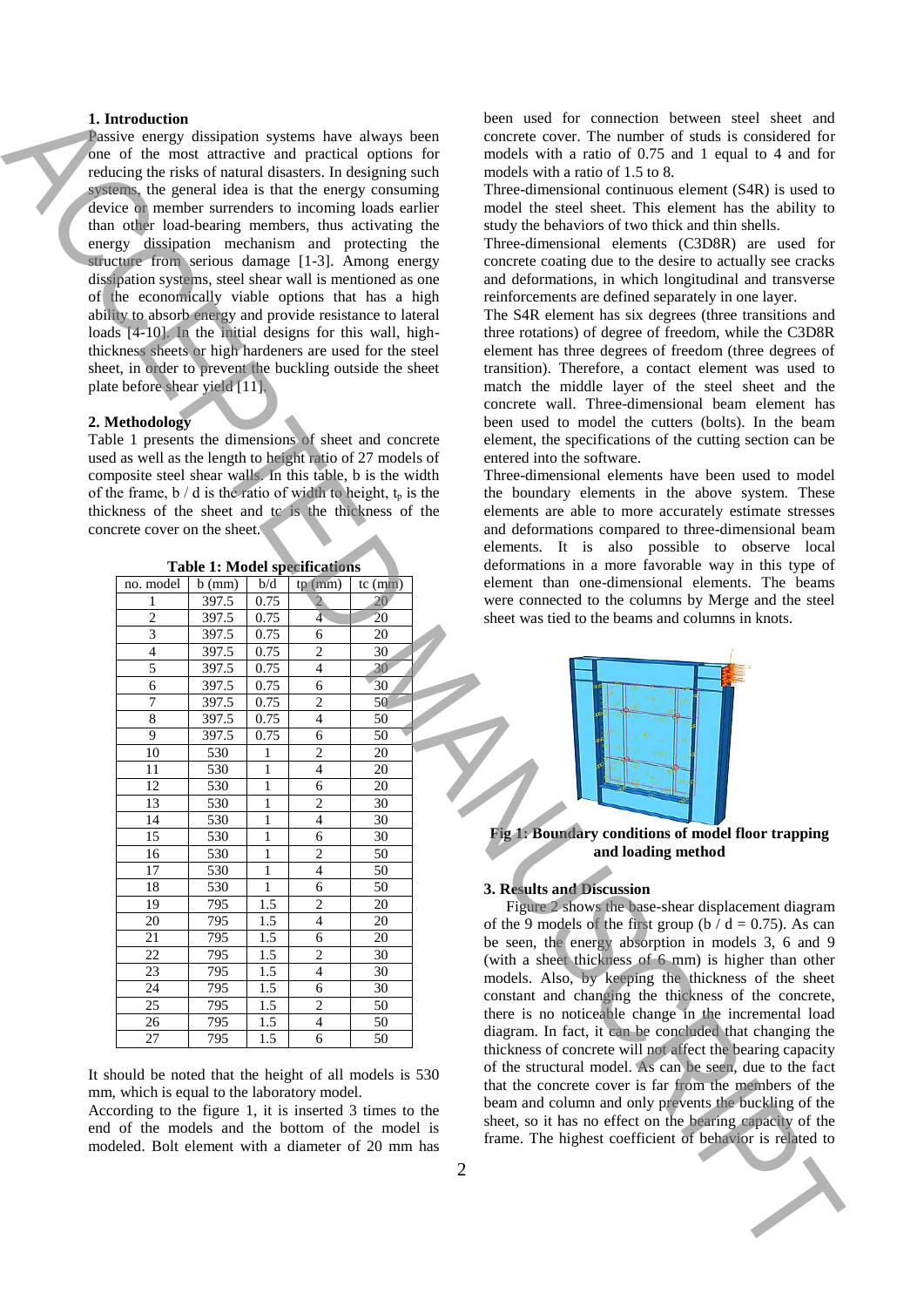## 1. Introduction

Passive energy dissipation systems have always been one of the most attractive and practical options for reducing the risks of natural disasters. In designing such systems, the general idea is that the energy consuming device or member surrenders to incoming loads earlier than other load-bearing members, thus activating the energy dissipation mechanism and protecting the structure from serious damage [1-3]. Among energy dissipation systems, steel shear wall is mentioned as one of the economically viable options that has a high ability to absorb energy and provide resistance to lateral loads [4-10]. In the initial designs for this wall, high-thickness sheets or high hardeners are used for the steel sheet, in order to prevent the buckling outside the sheet plate before shear yield [11].

## 2. Methodology

Table 1 presents the dimensions of sheet and concrete used as well as the length to height ratio of 27 models of composite steel shear walls. In this table, b is the width of the frame, b / d is the ratio of width to height, $t_p$ is the thickness of the sheet and tc is the thickness of the concrete cover on the sheet.

**Table 1: Model specifications**

| no. model | b (mm) | b/d | tp (mm) | tc (mm) |
|---|---|---|---|---|
| 1 | 397.5 | 0.75 | 2 | 20 |
| 2 | 397.5 | 0.75 | 4 | 20 |
| 3 | 397.5 | 0.75 | 6 | 20 |
| 4 | 397.5 | 0.75 | 2 | 30 |
| 5 | 397.5 | 0.75 | 4 | 30 |
| 6 | 397.5 | 0.75 | 6 | 30 |
| 7 | 397.5 | 0.75 | 2 | 50 |
| 8 | 397.5 | 0.75 | 4 | 50 |
| 9 | 397.5 | 0.75 | 6 | 50 |
| 10 | 530 | 1 | 2 | 20 |
| 11 | 530 | 1 | 4 | 20 |
| 12 | 530 | 1 | 6 | 20 |
| 13 | 530 | 1 | 2 | 30 |
| 14 | 530 | 1 | 4 | 30 |
| 15 | 530 | 1 | 6 | 30 |
| 16 | 530 | 1 | 2 | 50 |
| 17 | 530 | 1 | 4 | 50 |
| 18 | 530 | 1 | 6 | 50 |
| 19 | 795 | 1.5 | 2 | 20 |
| 20 | 795 | 1.5 | 4 | 20 |
| 21 | 795 | 1.5 | 6 | 20 |
| 22 | 795 | 1.5 | 2 | 30 |
| 23 | 795 | 1.5 | 4 | 30 |
| 24 | 795 | 1.5 | 6 | 30 |
| 25 | 795 | 1.5 | 2 | 50 |
| 26 | 795 | 1.5 | 4 | 50 |
| 27 | 795 | 1.5 | 6 | 50 |

It should be noted that the height of all models is 530 mm, which is equal to the laboratory model.

According to the figure 1, it is inserted 3 times to the end of the models and the bottom of the model is modeled. Bolt element with a diameter of 20 mm has been used for connection between steel sheet and concrete cover. The number of studs is considered for models with a ratio of 0.75 and 1 equal to 4 and for models with a ratio of 1.5 to 8.

Three-dimensional continuous element (S4R) is used to model the steel sheet. This element has the ability to study the behaviors of two thick and thin shells.

Three-dimensional elements (C3D8R) are used for concrete coating due to the desire to actually see cracks and deformations, in which longitudinal and transverse reinforcements are defined separately in one layer.

The S4R element has six degrees (three transitions and three rotations) of degree of freedom, while the C3D8R element has three degrees of freedom (three degrees of transition). Therefore, a contact element was used to match the middle layer of the steel sheet and the concrete wall. Three-dimensional beam element has been used to model the cutters (bolts). In the beam element, the specifications of the cutting section can be entered into the software.

Three-dimensional elements have been used to model the boundary elements in the above system. These elements are able to more accurately estimate stresses and deformations compared to three-dimensional beam elements. It is also possible to observe local deformations in a more favorable way in this type of element than one-dimensional elements. The beams were connected to the columns by Merge and the steel sheet was tied to the beams and columns in knots.

**Fig 1: Boundary conditions of model floor trapping and loading method**

## 3. Results and Discussion

Figure 2 shows the base-shear displacement diagram of the 9 models of the first group (b / d = 0.75). As can be seen, the energy absorption in models 3, 6 and 9 (with a sheet thickness of 6 mm) is higher than other models. Also, by keeping the thickness of the sheet constant and changing the thickness of the concrete, there is no noticeable change in the incremental load diagram. In fact, it can be concluded that changing the thickness of concrete will not affect the bearing capacity of the structural model. As can be seen, due to the fact that the concrete cover is far from the members of the beam and column and only prevents the buckling of the sheet, so it has no effect on the bearing capacity of the frame. The highest coefficient of behavior is related to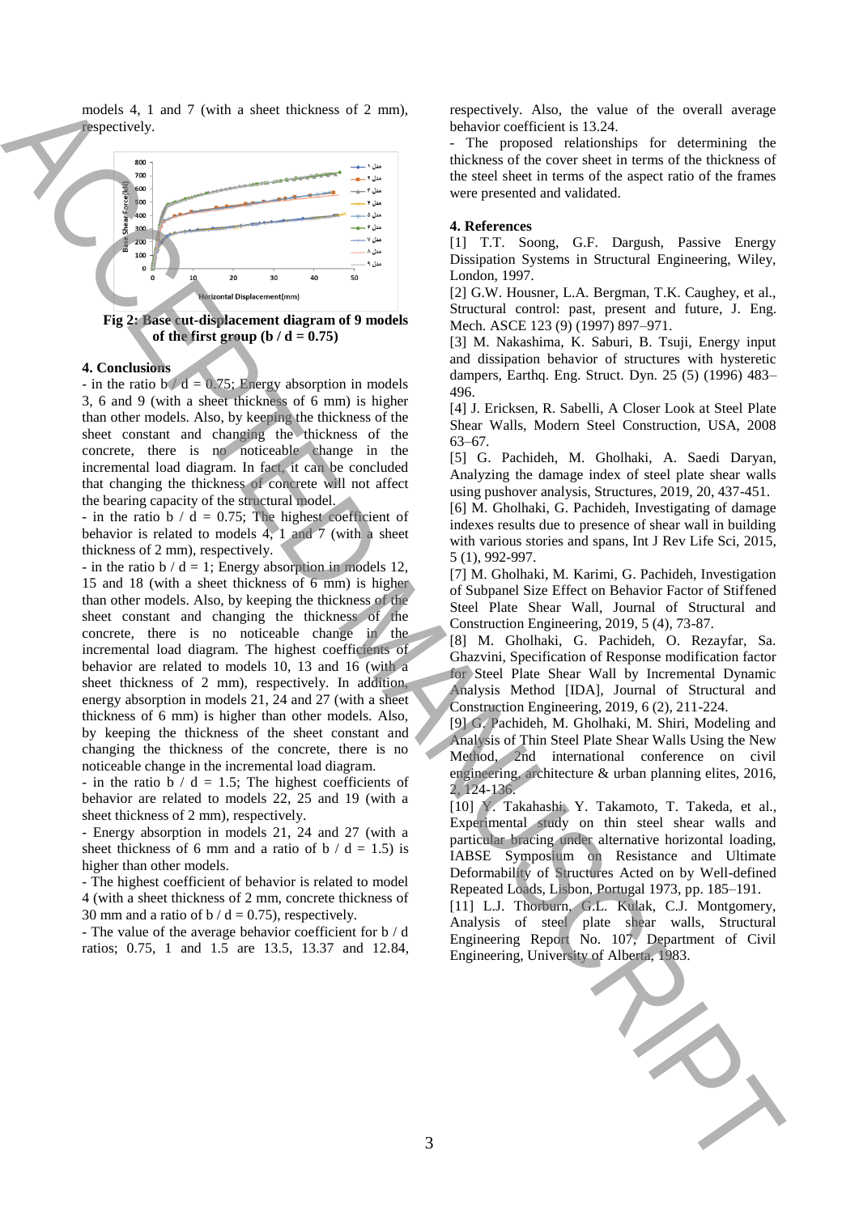models 4, 1 and 7 (with a sheet thickness of 2 mm), respectively.

800
700
600
500
400
300
200
100
0
Base Shear Force(kN)
0 10 20 30 40 50
Horizontal Displacement(mm)
مدل ۱
مدل ۲
مدل ۳
مدل ۴
مدل ۵
مدل ۶
مدل ۷
مدل ۸
مدل ۹

**Fig 2: Base cut-displacement diagram of 9 models of the first group (b / d = 0.75)**

### 4. Conclusions

- in the ratio b / d = 0.75; Energy absorption in models 3, 6 and 9 (with a sheet thickness of 6 mm) is higher than other models. Also, by keeping the thickness of the sheet constant and changing the thickness of the concrete, there is no noticeable change in the incremental load diagram. In fact, it can be concluded that changing the thickness of concrete will not affect the bearing capacity of the structural model.
- in the ratio b / d = 0.75; The highest coefficient of behavior is related to models 4, 1 and 7 (with a sheet thickness of 2 mm), respectively.
- in the ratio b / d = 1; Energy absorption in models 12, 15 and 18 (with a sheet thickness of 6 mm) is higher than other models. Also, by keeping the thickness of the sheet constant and changing the thickness of the concrete, there is no noticeable change in the incremental load diagram. The highest coefficients of behavior are related to models 10, 13 and 16 (with a sheet thickness of 2 mm), respectively. In addition, energy absorption in models 21, 24 and 27 (with a sheet thickness of 6 mm) is higher than other models. Also, by keeping the thickness of the sheet constant and changing the thickness of the concrete, there is no noticeable change in the incremental load diagram.
- in the ratio b / d = 1.5; The highest coefficients of behavior are related to models 22, 25 and 19 (with a sheet thickness of 2 mm), respectively.
- Energy absorption in models 21, 24 and 27 (with a sheet thickness of 6 mm and a ratio of b / d = 1.5) is higher than other models.
- The highest coefficient of behavior is related to model 4 (with a sheet thickness of 2 mm, concrete thickness of 30 mm and a ratio of b / d = 0.75), respectively.
- The value of the average behavior coefficient for b / d ratios; 0.75, 1 and 1.5 are 13.5, 13.37 and 12.84, respectively. Also, the value of the overall average behavior coefficient is 13.24.
- The proposed relationships for determining the thickness of the cover sheet in terms of the thickness of the steel sheet in terms of the aspect ratio of the frames were presented and validated.

### 4. References

[1] T.T. Soong, G.F. Dargush, Passive Energy Dissipation Systems in Structural Engineering, Wiley, London, 1997.

[2] G.W. Housner, L.A. Bergman, T.K. Caughey, et al., Structural control: past, present and future, J. Eng. Mech. ASCE 123 (9) (1997) 897–971.

[3] M. Nakashima, K. Saburi, B. Tsuji, Energy input and dissipation behavior of structures with hysteretic dampers, Earthq. Eng. Struct. Dyn. 25 (5) (1996) 483–496.

[4] J. Ericksen, R. Sabelli, A Closer Look at Steel Plate Shear Walls, Modern Steel Construction, USA, 2008 63–67.

[5] G. Pachideh, M. Gholhaki, A. Saedi Daryan, Analyzing the damage index of steel plate shear walls using pushover analysis, Structures, 2019, 20, 437-451.

[6] M. Gholhaki, G. Pachideh, Investigating of damage indexes results due to presence of shear wall in building with various stories and spans, Int J Rev Life Sci, 2015, 5 (1), 992-997.

[7] M. Gholhaki, M. Karimi, G. Pachideh, Investigation of Subpanel Size Effect on Behavior Factor of Stiffened Steel Plate Shear Wall, Journal of Structural and Construction Engineering, 2019, 5 (4), 73-87.

[8] M. Gholhaki, G. Pachideh, O. Rezayfar, Sa. Ghazvini, Specification of Response modification factor for Steel Plate Shear Wall by Incremental Dynamic Analysis Method [IDA], Journal of Structural and Construction Engineering, 2019, 6 (2), 211-224.

[9] G. Pachideh, M. Gholhaki, M. Shiri, Modeling and Analysis of Thin Steel Plate Shear Walls Using the New Method, 2nd international conference on civil engineering, architecture & urban planning elites, 2016, 2, 124-136.

[10] Y. Takahashi, Y. Takamoto, T. Takeda, et al., Experimental study on thin steel shear walls and particular bracing under alternative horizontal loading, IABSE Symposium on Resistance and Ultimate Deformability of Structures Acted on by Well-defined Repeated Loads, Lisbon, Portugal 1973, pp. 185–191.

[11] L.J. Thorburn, G.L. Kulak, C.J. Montgomery, Analysis of steel plate shear walls, Structural Engineering Report No. 107, Department of Civil Engineering, University of Alberta, 1983.